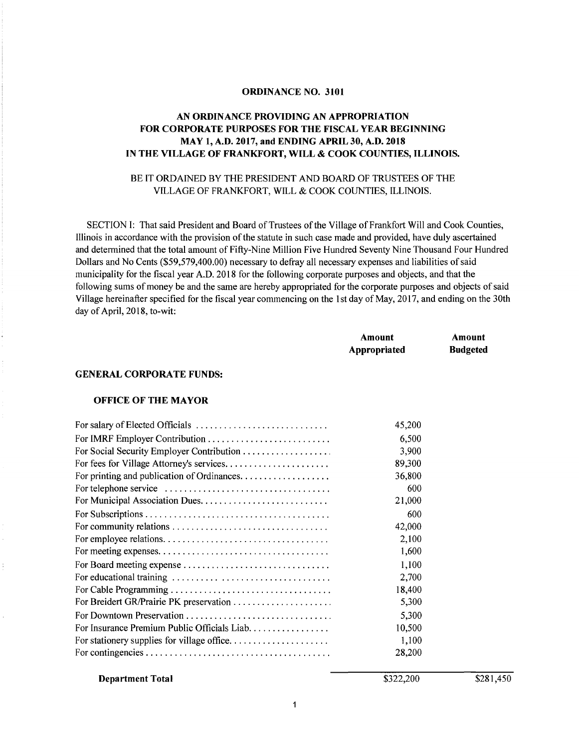**ORDINANCE NO. 3101**

**AN ORDINANCE PROVIDING AN APPROPRIATION FOR CORPORATE PURPOSES FOR THE FISCAL YEAR BEGINNING MAY 1, A.D. 2017, and ENDING APRIL 30, A.D. 2018 IN THE VILLAGE OF FRANKFORT, WILL & COOK COUNTIES, ILLINOIS.**

BE IT ORDAINED BY THE PRESIDENT AND BOARD OF TRUSTEES OF THE VILLAGE OF FRANKFORT, WILL & COOK COUNTIES, ILLINOIS.

SECTION I: That said President and Board of Trustees of the Village of Frankfort Will and Cook Counties, Illinois in accordance with the provision of the statute in such case made and provided, have duly ascertained and determined that the total amount of Fifty-Nine Million Five Hundred Seventy Nine Thousand Four Hundred Dollars and No Cents ($59,579,400.00) necessary to defray all necessary expenses and liabilities of said municipality for the fiscal year A.D. 2018 for the following corporate purposes and objects, and that the following sums of money be and the same are hereby appropriated for the corporate purposes and objects of said Village hereinafter specified for the fiscal year commencing on the 1st day of May, 2017, and ending on the 30th day of April, 2018, to-wit:

| | Amount Appropriated | Amount Budgeted |
|---|---|---|
| **GENERAL CORPORATE FUNDS:** | | |
| **OFFICE OF THE MAYOR** | | |
| For salary of Elected Officials | 45,200 | |
| For IMRF Employer Contribution | 6,500 | |
| For Social Security Employer Contribution | 3,900 | |
| For fees for Village Attorney's services | 89,300 | |
| For printing and publication of Ordinances | 36,800 | |
| For telephone service | 600 | |
| For Municipal Association Dues | 21,000 | |
| For Subscriptions | 600 | |
| For community relations | 42,000 | |
| For employee relations | 2,100 | |
| For meeting expenses | 1,600 | |
| For Board meeting expense | 1,100 | |
| For educational training | 2,700 | |
| For Cable Programming | 18,400 | |
| For Breidert GR/Prairie PK preservation | 5,300 | |
| For Downtown Preservation | 5,300 | |
| For Insurance Premium Public Officials Liab. | 10,500 | |
| For stationery supplies for village office | 1,100 | |
| For contingencies | 28,200 | |
| **Department Total** | $322,200 | $281,450 |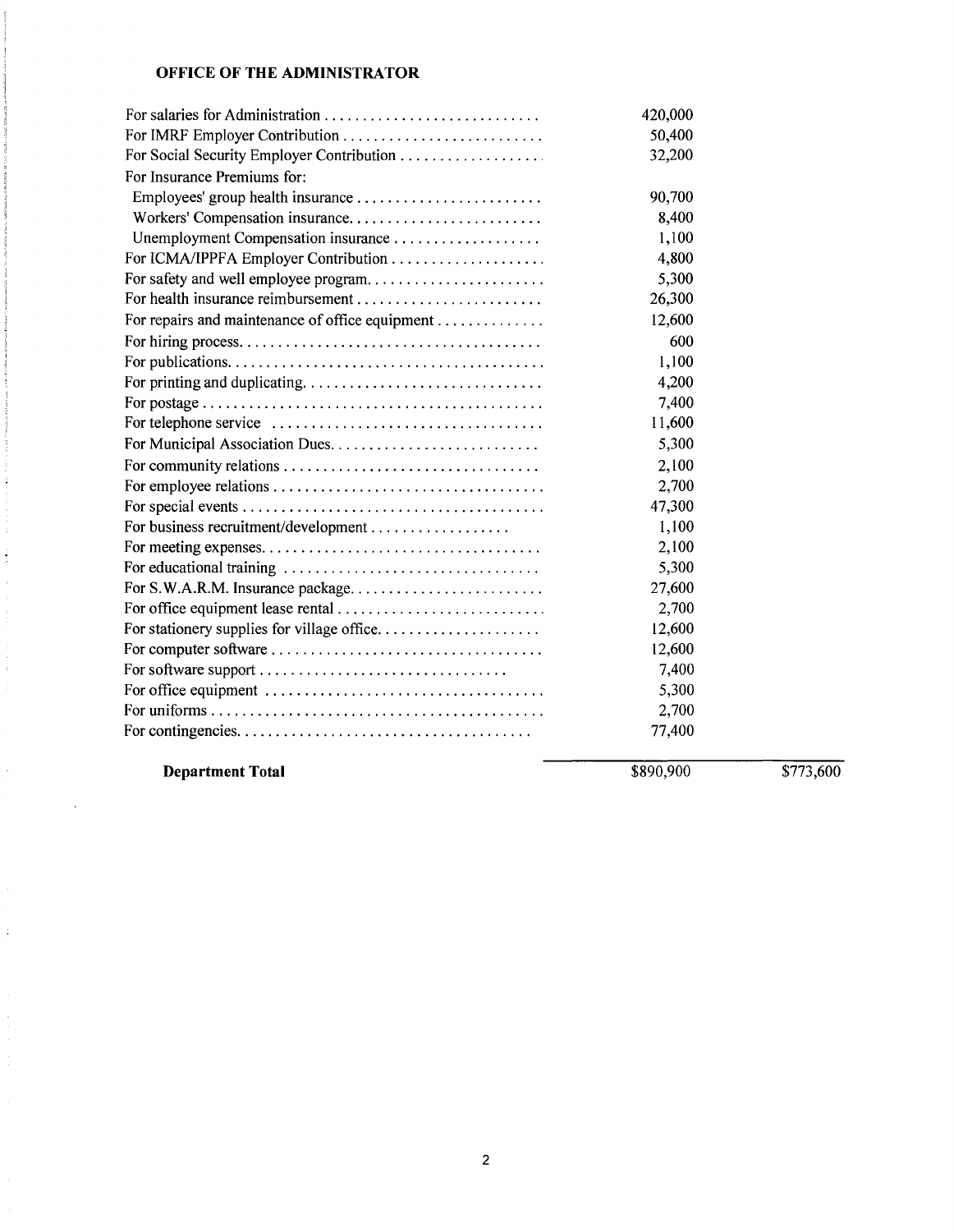**OFFICE OF THE ADMINISTRATOR**

| | | |
|---|---|---|
| For salaries for Administration | 420,000 | |
| For IMRF Employer Contribution | 50,400 | |
| For Social Security Employer Contribution | 32,200 | |
| For Insurance Premiums for: | | |
| Employees' group health insurance | 90,700 | |
| Workers' Compensation insurance | 8,400 | |
| Unemployment Compensation insurance | 1,100 | |
| For ICMA/IPPFA Employer Contribution | 4,800 | |
| For safety and well employee program | 5,300 | |
| For health insurance reimbursement | 26,300 | |
| For repairs and maintenance of office equipment | 12,600 | |
| For hiring process | 600 | |
| For publications | 1,100 | |
| For printing and duplicating | 4,200 | |
| For postage | 7,400 | |
| For telephone service | 11,600 | |
| For Municipal Association Dues | 5,300 | |
| For community relations | 2,100 | |
| For employee relations | 2,700 | |
| For special events | 47,300 | |
| For business recruitment/development | 1,100 | |
| For meeting expenses | 2,100 | |
| For educational training | 5,300 | |
| For S.W.A.R.M. Insurance package | 27,600 | |
| For office equipment lease rental | 2,700 | |
| For stationery supplies for village office | 12,600 | |
| For computer software | 12,600 | |
| For software support | 7,400 | |
| For office equipment | 5,300 | |
| For uniforms | 2,700 | |
| For contingencies | 77,400 | |
| **Department Total** | $890,900 | $773,600 |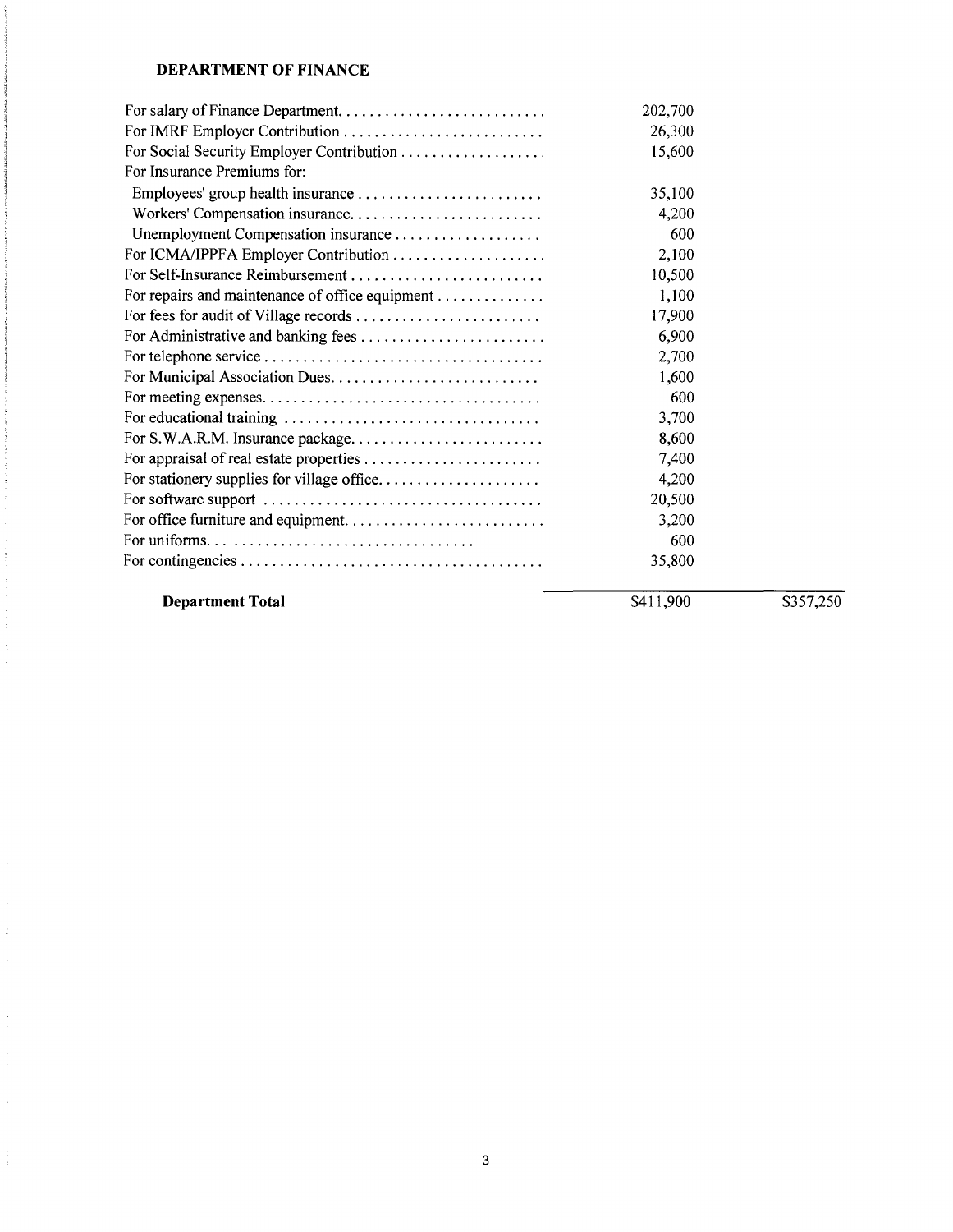## DEPARTMENT OF FINANCE

| | | |
|---|---|---|
| For salary of Finance Department | 202,700 | |
| For IMRF Employer Contribution | 26,300 | |
| For Social Security Employer Contribution | 15,600 | |
| For Insurance Premiums for: | | |
| Employees' group health insurance | 35,100 | |
| Workers' Compensation insurance | 4,200 | |
| Unemployment Compensation insurance | 600 | |
| For ICMA/IPPFA Employer Contribution | 2,100 | |
| For Self-Insurance Reimbursement | 10,500 | |
| For repairs and maintenance of office equipment | 1,100 | |
| For fees for audit of Village records | 17,900 | |
| For Administrative and banking fees | 6,900 | |
| For telephone service | 2,700 | |
| For Municipal Association Dues | 1,600 | |
| For meeting expenses | 600 | |
| For educational training | 3,700 | |
| For S.W.A.R.M. Insurance package | 8,600 | |
| For appraisal of real estate properties | 7,400 | |
| For stationery supplies for village office | 4,200 | |
| For software support | 20,500 | |
| For office furniture and equipment | 3,200 | |
| For uniforms | 600 | |
| For contingencies | 35,800 | |
| **Department Total** | $411,900 | $357,250 |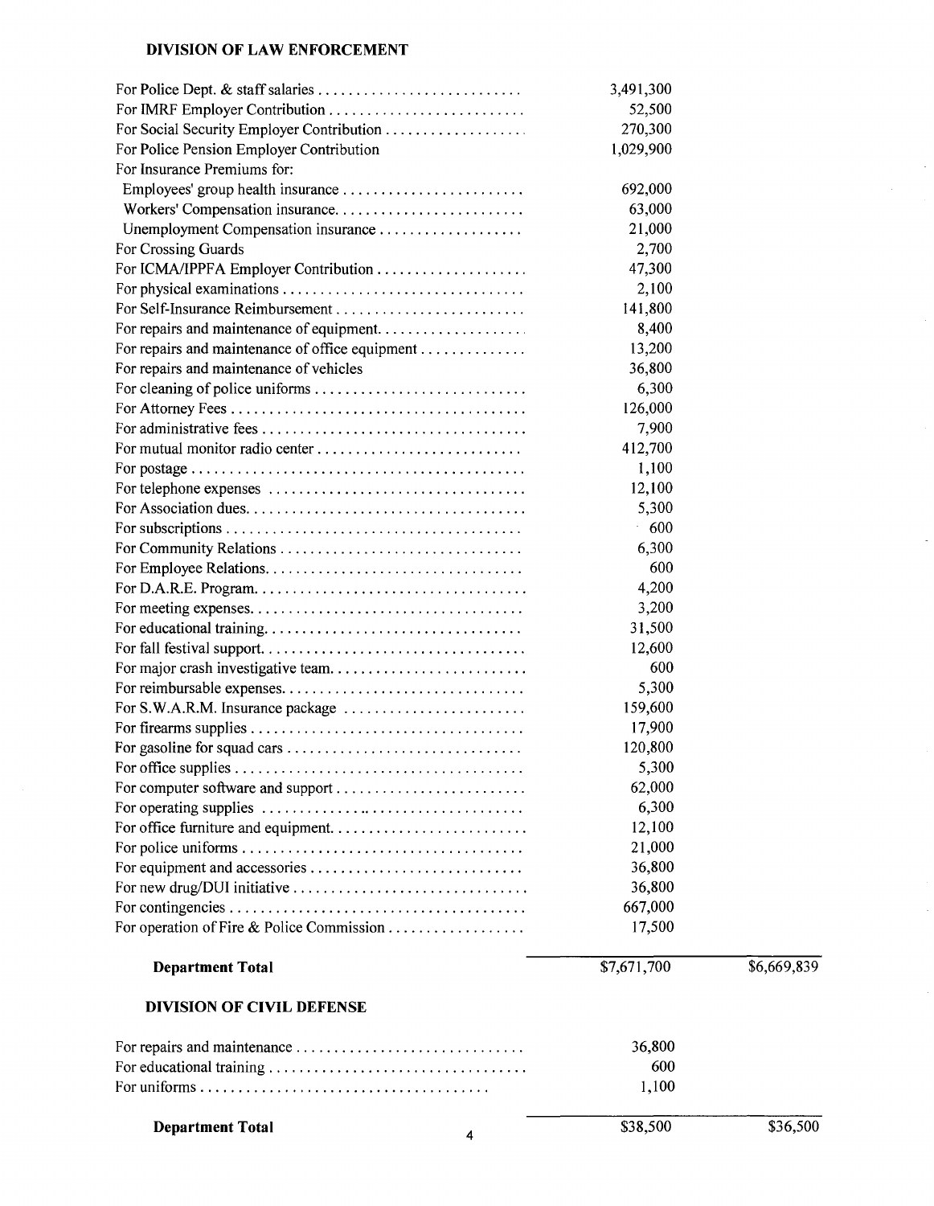## DIVISION OF LAW ENFORCEMENT

| | | |
|---|---|---|
| For Police Dept. & staff salaries | 3,491,300 | |
| For IMRF Employer Contribution | 52,500 | |
| For Social Security Employer Contribution | 270,300 | |
| For Police Pension Employer Contribution | 1,029,900 | |
| For Insurance Premiums for: | | |
| Employees' group health insurance | 692,000 | |
| Workers' Compensation insurance | 63,000 | |
| Unemployment Compensation insurance | 21,000 | |
| For Crossing Guards | 2,700 | |
| For ICMA/IPPFA Employer Contribution | 47,300 | |
| For physical examinations | 2,100 | |
| For Self-Insurance Reimbursement | 141,800 | |
| For repairs and maintenance of equipment | 8,400 | |
| For repairs and maintenance of office equipment | 13,200 | |
| For repairs and maintenance of vehicles | 36,800 | |
| For cleaning of police uniforms | 6,300 | |
| For Attorney Fees | 126,000 | |
| For administrative fees | 7,900 | |
| For mutual monitor radio center | 412,700 | |
| For postage | 1,100 | |
| For telephone expenses | 12,100 | |
| For Association dues | 5,300 | |
| For subscriptions | 600 | |
| For Community Relations | 6,300 | |
| For Employee Relations | 600 | |
| For D.A.R.E. Program | 4,200 | |
| For meeting expenses | 3,200 | |
| For educational training | 31,500 | |
| For fall festival support | 12,600 | |
| For major crash investigative team | 600 | |
| For reimbursable expenses | 5,300 | |
| For S.W.A.R.M. Insurance package | 159,600 | |
| For firearms supplies | 17,900 | |
| For gasoline for squad cars | 120,800 | |
| For office supplies | 5,300 | |
| For computer software and support | 62,000 | |
| For operating supplies | 6,300 | |
| For office furniture and equipment | 12,100 | |
| For police uniforms | 21,000 | |
| For equipment and accessories | 36,800 | |
| For new drug/DUI initiative | 36,800 | |
| For contingencies | 667,000 | |
| For operation of Fire & Police Commission | 17,500 | |
| **Department Total** | $7,671,700 | $6,669,839 |

## DIVISION OF CIVIL DEFENSE

| | | |
|---|---|---|
| For repairs and maintenance | 36,800 | |
| For educational training | 600 | |
| For uniforms | 1,100 | |
| **Department Total** | $38,500 | $36,500 |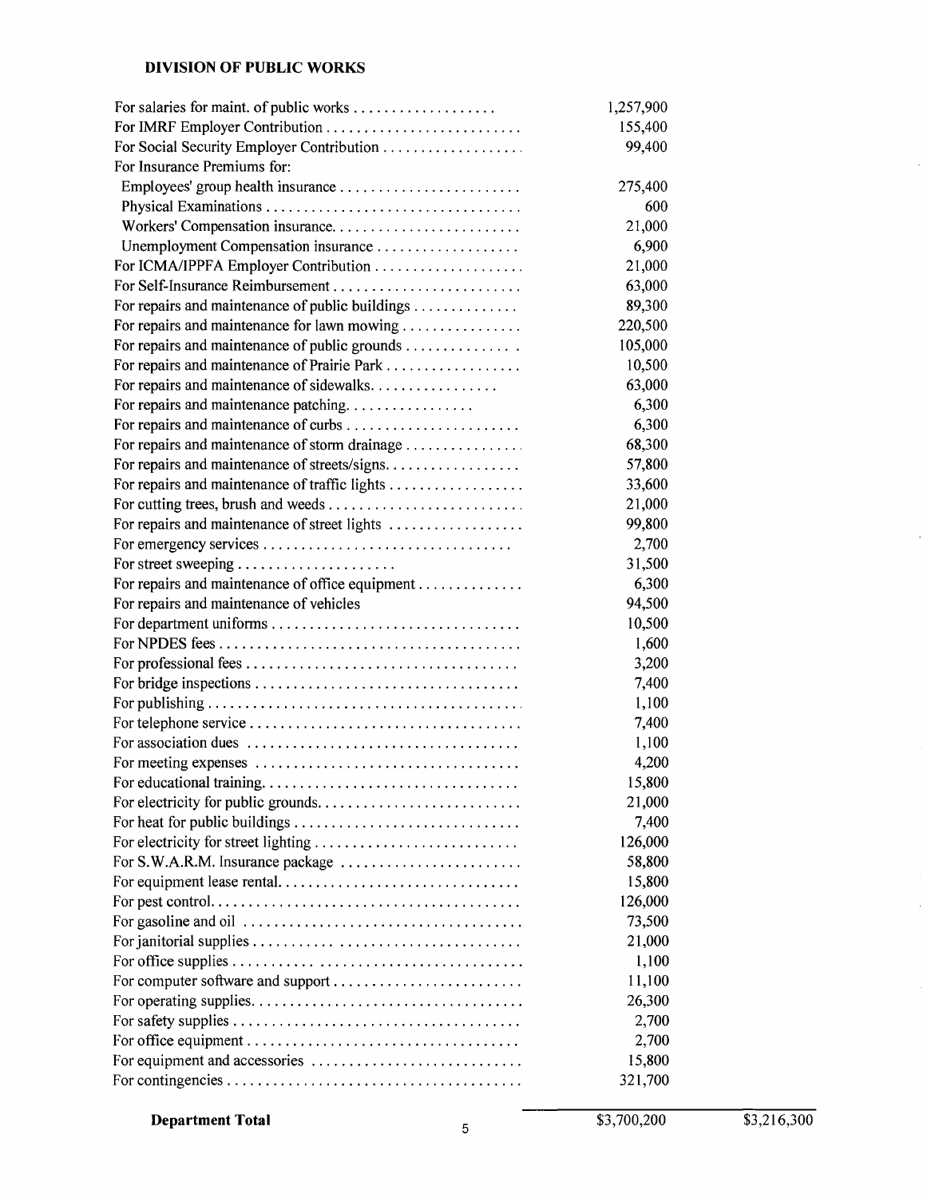**DIVISION OF PUBLIC WORKS**

| | | |
|---|---|---|
| For salaries for maint. of public works | 1,257,900 | |
| For IMRF Employer Contribution | 155,400 | |
| For Social Security Employer Contribution | 99,400 | |
| For Insurance Premiums for: | | |
| Employees' group health insurance | 275,400 | |
| Physical Examinations | 600 | |
| Workers' Compensation insurance | 21,000 | |
| Unemployment Compensation insurance | 6,900 | |
| For ICMA/IPPFA Employer Contribution | 21,000 | |
| For Self-Insurance Reimbursement | 63,000 | |
| For repairs and maintenance of public buildings | 89,300 | |
| For repairs and maintenance for lawn mowing | 220,500 | |
| For repairs and maintenance of public grounds | 105,000 | |
| For repairs and maintenance of Prairie Park | 10,500 | |
| For repairs and maintenance of sidewalks | 63,000 | |
| For repairs and maintenance patching | 6,300 | |
| For repairs and maintenance of curbs | 6,300 | |
| For repairs and maintenance of storm drainage | 68,300 | |
| For repairs and maintenance of streets/signs | 57,800 | |
| For repairs and maintenance of traffic lights | 33,600 | |
| For cutting trees, brush and weeds | 21,000 | |
| For repairs and maintenance of street lights | 99,800 | |
| For emergency services | 2,700 | |
| For street sweeping | 31,500 | |
| For repairs and maintenance of office equipment | 6,300 | |
| For repairs and maintenance of vehicles | 94,500 | |
| For department uniforms | 10,500 | |
| For NPDES fees | 1,600 | |
| For professional fees | 3,200 | |
| For bridge inspections | 7,400 | |
| For publishing | 1,100 | |
| For telephone service | 7,400 | |
| For association dues | 1,100 | |
| For meeting expenses | 4,200 | |
| For educational training | 15,800 | |
| For electricity for public grounds | 21,000 | |
| For heat for public buildings | 7,400 | |
| For electricity for street lighting | 126,000 | |
| For S.W.A.R.M. Insurance package | 58,800 | |
| For equipment lease rental | 15,800 | |
| For pest control | 126,000 | |
| For gasoline and oil | 73,500 | |
| For janitorial supplies | 21,000 | |
| For office supplies | 1,100 | |
| For computer software and support | 11,100 | |
| For operating supplies | 26,300 | |
| For safety supplies | 2,700 | |
| For office equipment | 2,700 | |
| For equipment and accessories | 15,800 | |
| For contingencies | 321,700 | |
| **Department Total** | $3,700,200 | $3,216,300 |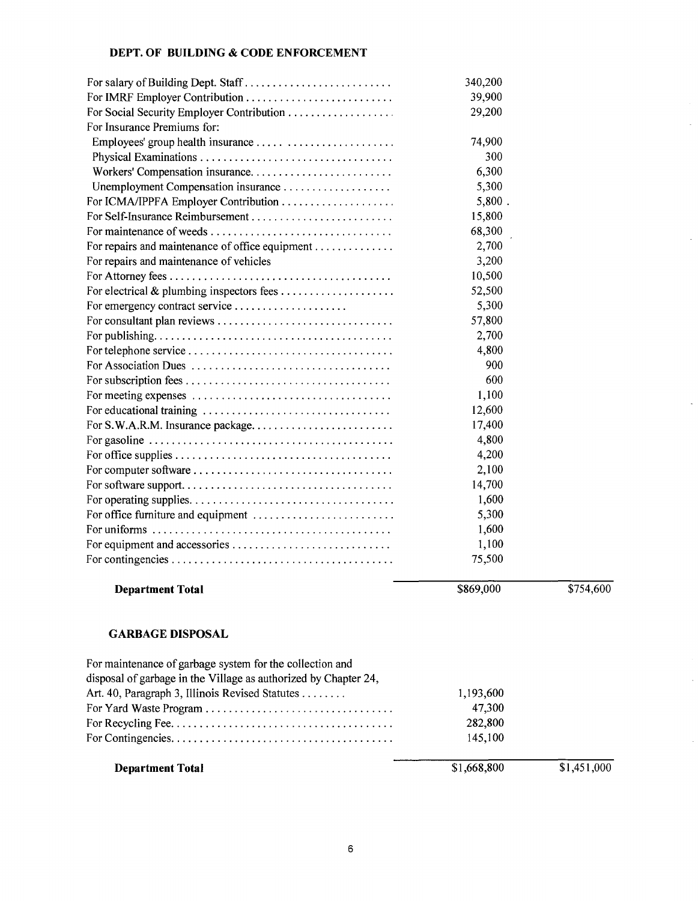### DEPT. OF BUILDING & CODE ENFORCEMENT

| Item | Amount | Total |
|---|---|---|
| For salary of Building Dept. Staff | 340,200 | |
| For IMRF Employer Contribution | 39,900 | |
| For Social Security Employer Contribution | 29,200 | |
| For Insurance Premiums for: | | |
| Employees' group health insurance | 74,900 | |
| Physical Examinations | 300 | |
| Workers' Compensation insurance | 6,300 | |
| Unemployment Compensation insurance | 5,300 | |
| For ICMA/IPPFA Employer Contribution | 5,800 | |
| For Self-Insurance Reimbursement | 15,800 | |
| For maintenance of weeds | 68,300 | |
| For repairs and maintenance of office equipment | 2,700 | |
| For repairs and maintenance of vehicles | 3,200 | |
| For Attorney fees | 10,500 | |
| For electrical & plumbing inspectors fees | 52,500 | |
| For emergency contract service | 5,300 | |
| For consultant plan reviews | 57,800 | |
| For publishing | 2,700 | |
| For telephone service | 4,800 | |
| For Association Dues | 900 | |
| For subscription fees | 600 | |
| For meeting expenses | 1,100 | |
| For educational training | 12,600 | |
| For S.W.A.R.M. Insurance package | 17,400 | |
| For gasoline | 4,800 | |
| For office supplies | 4,200 | |
| For computer software | 2,100 | |
| For software support | 14,700 | |
| For operating supplies | 1,600 | |
| For office furniture and equipment | 5,300 | |
| For uniforms | 1,600 | |
| For equipment and accessories | 1,100 | |
| For contingencies | 75,500 | |
| **Department Total** | $869,000 | $754,600 |

### GARBAGE DISPOSAL

| Item | Amount | Total |
|---|---|---|
| For maintenance of garbage system for the collection and disposal of garbage in the Village as authorized by Chapter 24, Art. 40, Paragraph 3, Illinois Revised Statutes | 1,193,600 | |
| For Yard Waste Program | 47,300 | |
| For Recycling Fee | 282,800 | |
| For Contingencies | 145,100 | |
| **Department Total** | $1,668,800 | $1,451,000 |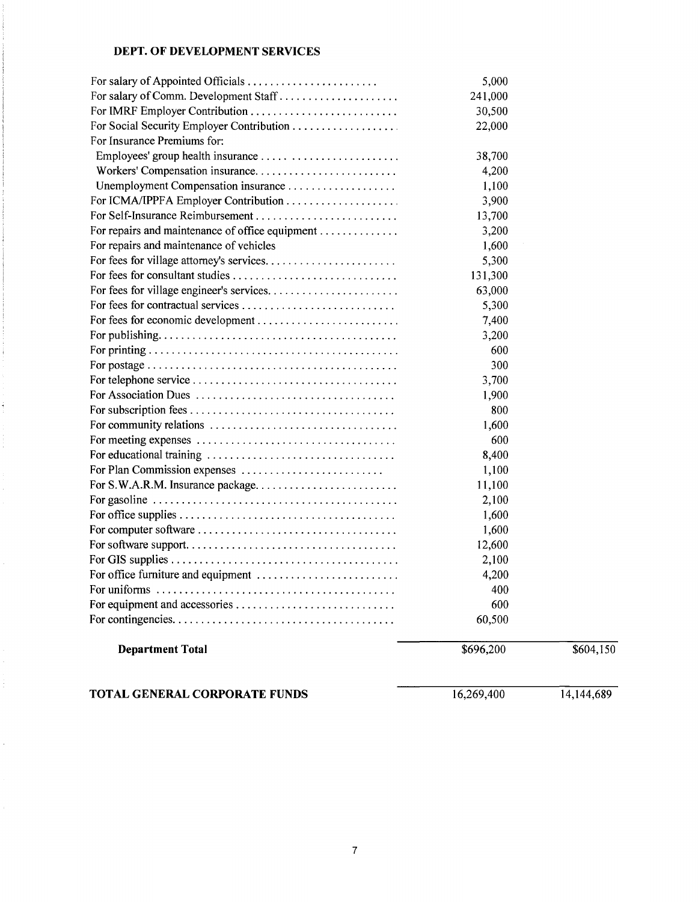## DEPT. OF DEVELOPMENT SERVICES

| | | |
|---|---|---|
| For salary of Appointed Officials | 5,000 | |
| For salary of Comm. Development Staff | 241,000 | |
| For IMRF Employer Contribution | 30,500 | |
| For Social Security Employer Contribution | 22,000 | |
| For Insurance Premiums for: | | |
| Employees' group health insurance | 38,700 | |
| Workers' Compensation insurance | 4,200 | |
| Unemployment Compensation insurance | 1,100 | |
| For ICMA/IPPFA Employer Contribution | 3,900 | |
| For Self-Insurance Reimbursement | 13,700 | |
| For repairs and maintenance of office equipment | 3,200 | |
| For repairs and maintenance of vehicles | 1,600 | |
| For fees for village attorney's services | 5,300 | |
| For fees for consultant studies | 131,300 | |
| For fees for village engineer's services | 63,000 | |
| For fees for contractual services | 5,300 | |
| For fees for economic development | 7,400 | |
| For publishing | 3,200 | |
| For printing | 600 | |
| For postage | 300 | |
| For telephone service | 3,700 | |
| For Association Dues | 1,900 | |
| For subscription fees | 800 | |
| For community relations | 1,600 | |
| For meeting expenses | 600 | |
| For educational training | 8,400 | |
| For Plan Commission expenses | 1,100 | |
| For S.W.A.R.M. Insurance package | 11,100 | |
| For gasoline | 2,100 | |
| For office supplies | 1,600 | |
| For computer software | 1,600 | |
| For software support | 12,600 | |
| For GIS supplies | 2,100 | |
| For office furniture and equipment | 4,200 | |
| For uniforms | 400 | |
| For equipment and accessories | 600 | |
| For contingencies | 60,500 | |
| **Department Total** | $696,200 | $604,150 |
| **TOTAL GENERAL CORPORATE FUNDS** | 16,269,400 | 14,144,689 |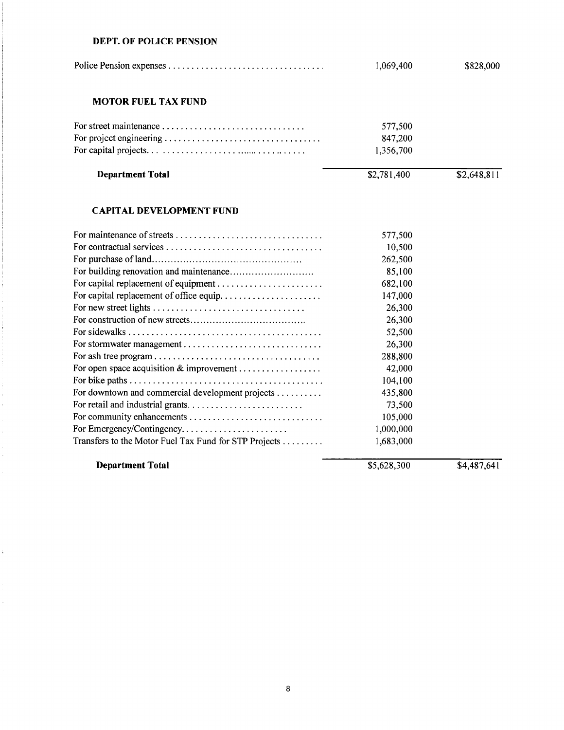**DEPT. OF POLICE PENSION**

| | | |
|---|---|---|
| Police Pension expenses | 1,069,400 | $828,000 |

**MOTOR FUEL TAX FUND**

| | | |
|---|---|---|
| For street maintenance | 577,500 | |
| For project engineering | 847,200 | |
| For capital projects | 1,356,700 | |
| **Department Total** | $2,781,400 | $2,648,811 |

**CAPITAL DEVELOPMENT FUND**

| | | |
|---|---|---|
| For maintenance of streets | 577,500 | |
| For contractual services | 10,500 | |
| For purchase of land | 262,500 | |
| For building renovation and maintenance | 85,100 | |
| For capital replacement of equipment | 682,100 | |
| For capital replacement of office equip. | 147,000 | |
| For new street lights | 26,300 | |
| For construction of new streets | 26,300 | |
| For sidewalks | 52,500 | |
| For stormwater management | 26,300 | |
| For ash tree program | 288,800 | |
| For open space acquisition & improvement | 42,000 | |
| For bike paths | 104,100 | |
| For downtown and commercial development projects | 435,800 | |
| For retail and industrial grants | 73,500 | |
| For community enhancements | 105,000 | |
| For Emergency/Contingency | 1,000,000 | |
| Transfers to the Motor Fuel Tax Fund for STP Projects | 1,683,000 | |
| **Department Total** | $5,628,300 | $4,487,641 |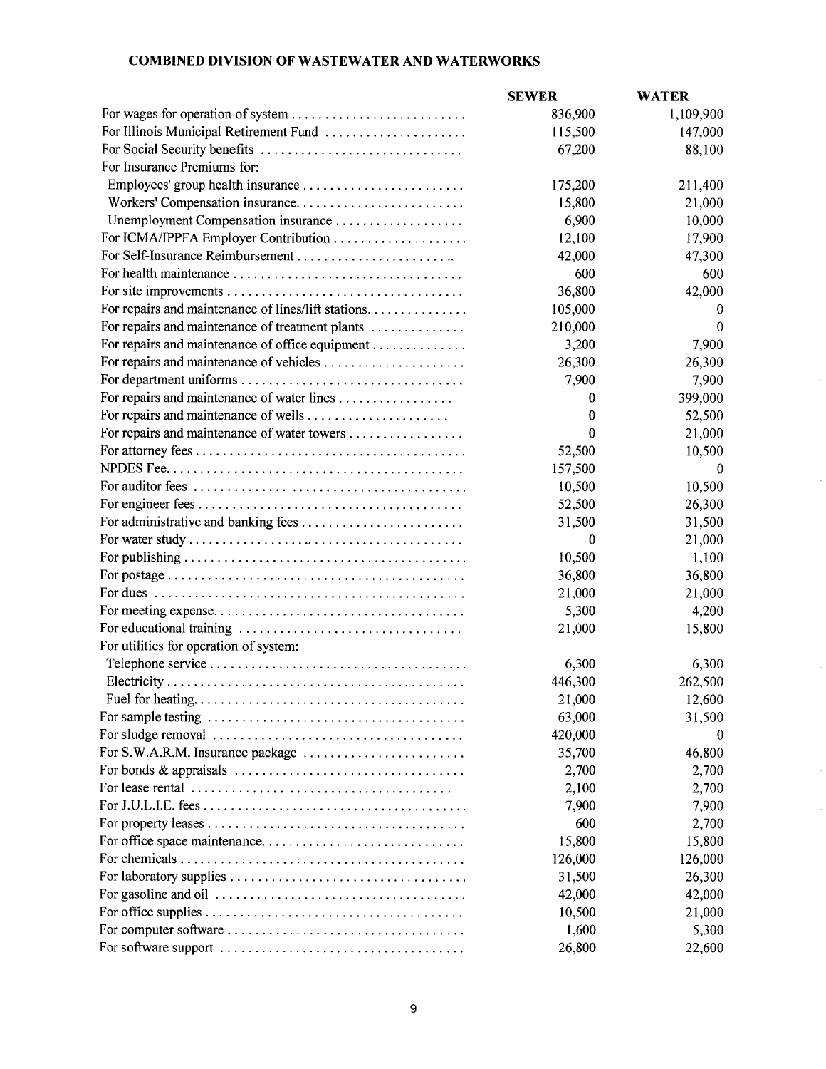**COMBINED DIVISION OF WASTEWATER AND WATERWORKS**

| | SEWER | WATER |
|---|---|---|
| For wages for operation of system | 836,900 | 1,109,900 |
| For Illinois Municipal Retirement Fund | 115,500 | 147,000 |
| For Social Security benefits | 67,200 | 88,100 |
| For Insurance Premiums for: | | |
| Employees' group health insurance | 175,200 | 211,400 |
| Workers' Compensation insurance | 15,800 | 21,000 |
| Unemployment Compensation insurance | 6,900 | 10,000 |
| For ICMA/IPPFA Employer Contribution | 12,100 | 17,900 |
| For Self-Insurance Reimbursement | 42,000 | 47,300 |
| For health maintenance | 600 | 600 |
| For site improvements | 36,800 | 42,000 |
| For repairs and maintenance of lines/lift stations | 105,000 | 0 |
| For repairs and maintenance of treatment plants | 210,000 | 0 |
| For repairs and maintenance of office equipment | 3,200 | 7,900 |
| For repairs and maintenance of vehicles | 26,300 | 26,300 |
| For department uniforms | 7,900 | 7,900 |
| For repairs and maintenance of water lines | 0 | 399,000 |
| For repairs and maintenance of wells | 0 | 52,500 |
| For repairs and maintenance of water towers | 0 | 21,000 |
| For attorney fees | 52,500 | 10,500 |
| NPDES Fee | 157,500 | 0 |
| For auditor fees | 10,500 | 10,500 |
| For engineer fees | 52,500 | 26,300 |
| For administrative and banking fees | 31,500 | 31,500 |
| For water study | 0 | 21,000 |
| For publishing | 10,500 | 1,100 |
| For postage | 36,800 | 36,800 |
| For dues | 21,000 | 21,000 |
| For meeting expense | 5,300 | 4,200 |
| For educational training | 21,000 | 15,800 |
| For utilities for operation of system: | | |
| Telephone service | 6,300 | 6,300 |
| Electricity | 446,300 | 262,500 |
| Fuel for heating | 21,000 | 12,600 |
| For sample testing | 63,000 | 31,500 |
| For sludge removal | 420,000 | 0 |
| For S.W.A.R.M. Insurance package | 35,700 | 46,800 |
| For bonds & appraisals | 2,700 | 2,700 |
| For lease rental | 2,100 | 2,700 |
| For J.U.L.I.E. fees | 7,900 | 7,900 |
| For property leases | 600 | 2,700 |
| For office space maintenance | 15,800 | 15,800 |
| For chemicals | 126,000 | 126,000 |
| For laboratory supplies | 31,500 | 26,300 |
| For gasoline and oil | 42,000 | 42,000 |
| For office supplies | 10,500 | 21,000 |
| For computer software | 1,600 | 5,300 |
| For software support | 26,800 | 22,600 |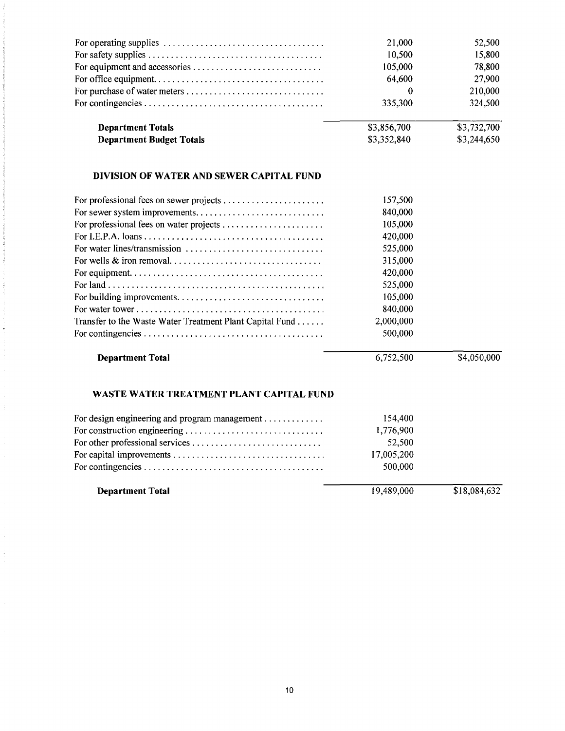| | | |
|---|---|---|
| For operating supplies | 21,000 | 52,500 |
| For safety supplies | 10,500 | 15,800 |
| For equipment and accessories | 105,000 | 78,800 |
| For office equipment | 64,600 | 27,900 |
| For purchase of water meters | 0 | 210,000 |
| For contingencies | 335,300 | 324,500 |
| **Department Totals** | $3,856,700 | $3,732,700 |
| **Department Budget Totals** | $3,352,840 | $3,244,650 |

### DIVISION OF WATER AND SEWER CAPITAL FUND

| | | |
|---|---|---|
| For professional fees on sewer projects | 157,500 | |
| For sewer system improvements | 840,000 | |
| For professional fees on water projects | 105,000 | |
| For I.E.P.A. loans | 420,000 | |
| For water lines/transmission | 525,000 | |
| For wells & iron removal | 315,000 | |
| For equipment | 420,000 | |
| For land | 525,000 | |
| For building improvements | 105,000 | |
| For water tower | 840,000 | |
| Transfer to the Waste Water Treatment Plant Capital Fund | 2,000,000 | |
| For contingencies | 500,000 | |
| **Department Total** | 6,752,500 | $4,050,000 |

### WASTE WATER TREATMENT PLANT CAPITAL FUND

| | | |
|---|---|---|
| For design engineering and program management | 154,400 | |
| For construction engineering | 1,776,900 | |
| For other professional services | 52,500 | |
| For capital improvements | 17,005,200 | |
| For contingencies | 500,000 | |
| **Department Total** | 19,489,000 | $18,084,632 |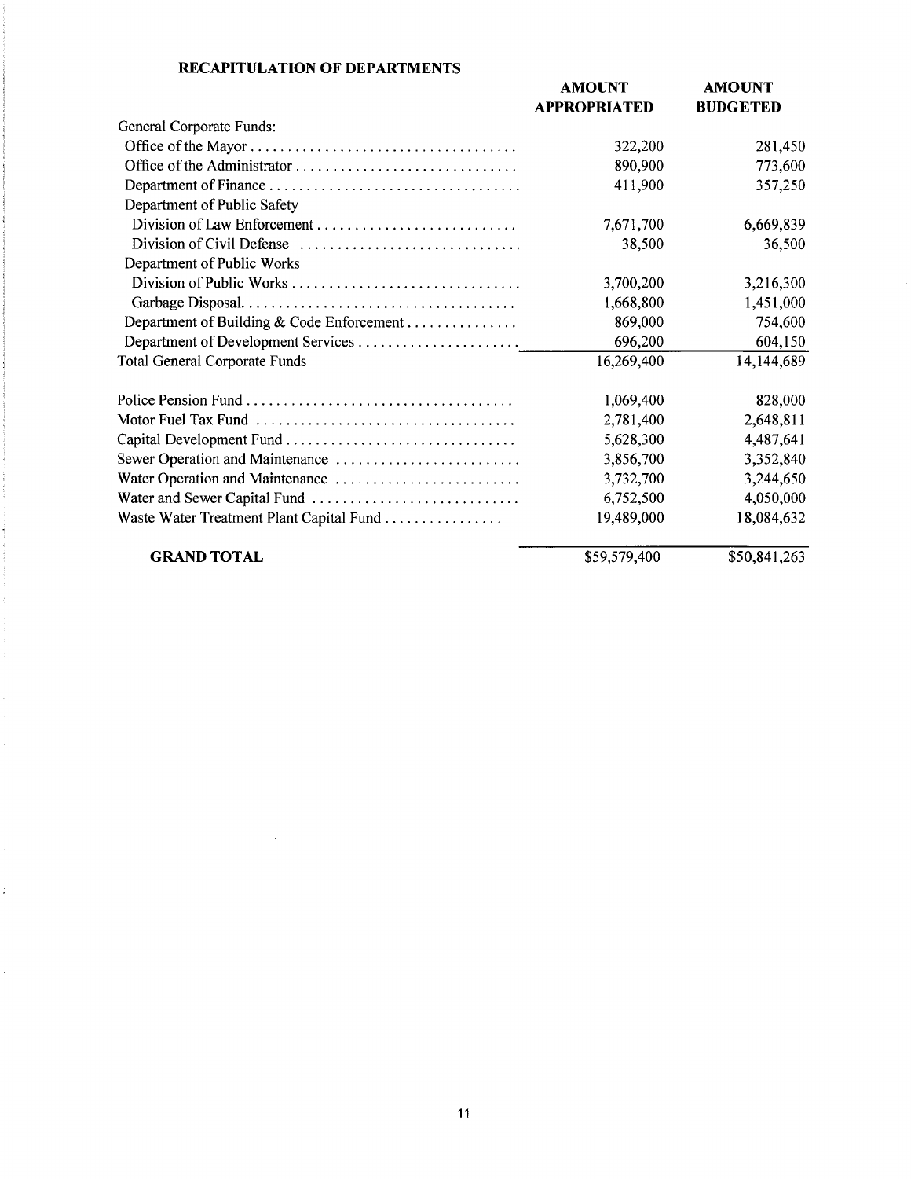**RECAPITULATION OF DEPARTMENTS**

| | AMOUNT APPROPRIATED | AMOUNT BUDGETED |
|---|---|---|
| General Corporate Funds: | | |
| Office of the Mayor | 322,200 | 281,450 |
| Office of the Administrator | 890,900 | 773,600 |
| Department of Finance | 411,900 | 357,250 |
| Department of Public Safety | | |
| Division of Law Enforcement | 7,671,700 | 6,669,839 |
| Division of Civil Defense | 38,500 | 36,500 |
| Department of Public Works | | |
| Division of Public Works | 3,700,200 | 3,216,300 |
| Garbage Disposal | 1,668,800 | 1,451,000 |
| Department of Building & Code Enforcement | 869,000 | 754,600 |
| Department of Development Services | 696,200 | 604,150 |
| Total General Corporate Funds | 16,269,400 | 14,144,689 |
| Police Pension Fund | 1,069,400 | 828,000 |
| Motor Fuel Tax Fund | 2,781,400 | 2,648,811 |
| Capital Development Fund | 5,628,300 | 4,487,641 |
| Sewer Operation and Maintenance | 3,856,700 | 3,352,840 |
| Water Operation and Maintenance | 3,732,700 | 3,244,650 |
| Water and Sewer Capital Fund | 6,752,500 | 4,050,000 |
| Waste Water Treatment Plant Capital Fund | 19,489,000 | 18,084,632 |
| **GRAND TOTAL** | $59,579,400 | $50,841,263 |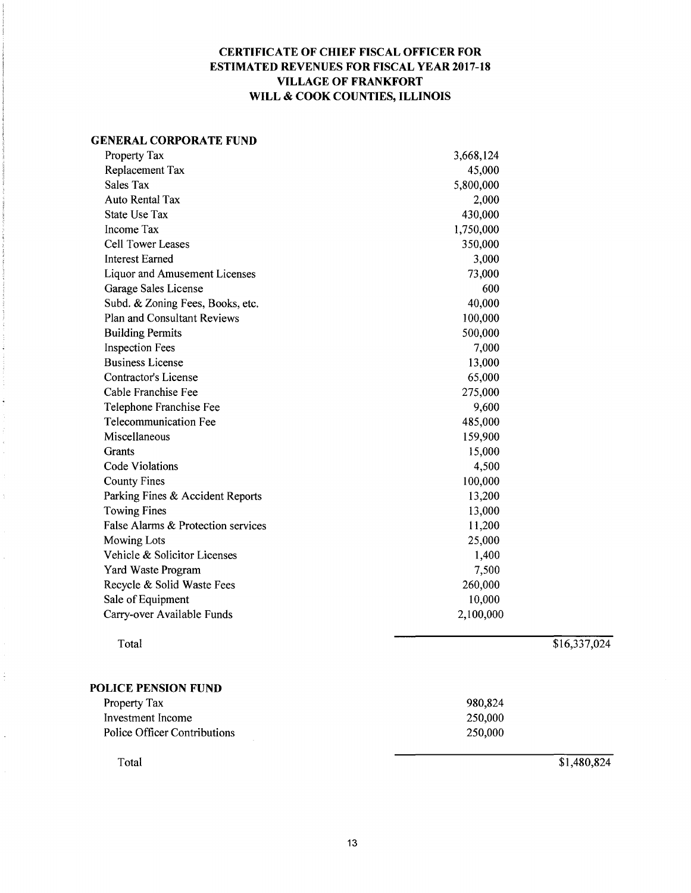**CERTIFICATE OF CHIEF FISCAL OFFICER FOR ESTIMATED REVENUES FOR FISCAL YEAR 2017-18 VILLAGE OF FRANKFORT WILL & COOK COUNTIES, ILLINOIS**

**GENERAL CORPORATE FUND**

| Item | Amount | Total |
|---|---|---|
| Property Tax | 3,668,124 | |
| Replacement Tax | 45,000 | |
| Sales Tax | 5,800,000 | |
| Auto Rental Tax | 2,000 | |
| State Use Tax | 430,000 | |
| Income Tax | 1,750,000 | |
| Cell Tower Leases | 350,000 | |
| Interest Earned | 3,000 | |
| Liquor and Amusement Licenses | 73,000 | |
| Garage Sales License | 600 | |
| Subd. & Zoning Fees, Books, etc. | 40,000 | |
| Plan and Consultant Reviews | 100,000 | |
| Building Permits | 500,000 | |
| Inspection Fees | 7,000 | |
| Business License | 13,000 | |
| Contractor's License | 65,000 | |
| Cable Franchise Fee | 275,000 | |
| Telephone Franchise Fee | 9,600 | |
| Telecommunication Fee | 485,000 | |
| Miscellaneous | 159,900 | |
| Grants | 15,000 | |
| Code Violations | 4,500 | |
| County Fines | 100,000 | |
| Parking Fines & Accident Reports | 13,200 | |
| Towing Fines | 13,000 | |
| False Alarms & Protection services | 11,200 | |
| Mowing Lots | 25,000 | |
| Vehicle & Solicitor Licenses | 1,400 | |
| Yard Waste Program | 7,500 | |
| Recycle & Solid Waste Fees | 260,000 | |
| Sale of Equipment | 10,000 | |
| Carry-over Available Funds | 2,100,000 | |
| Total | | $16,337,024 |

**POLICE PENSION FUND**

| Item | Amount | Total |
|---|---|---|
| Property Tax | 980,824 | |
| Investment Income | 250,000 | |
| Police Officer Contributions | 250,000 | |
| Total | | $1,480,824 |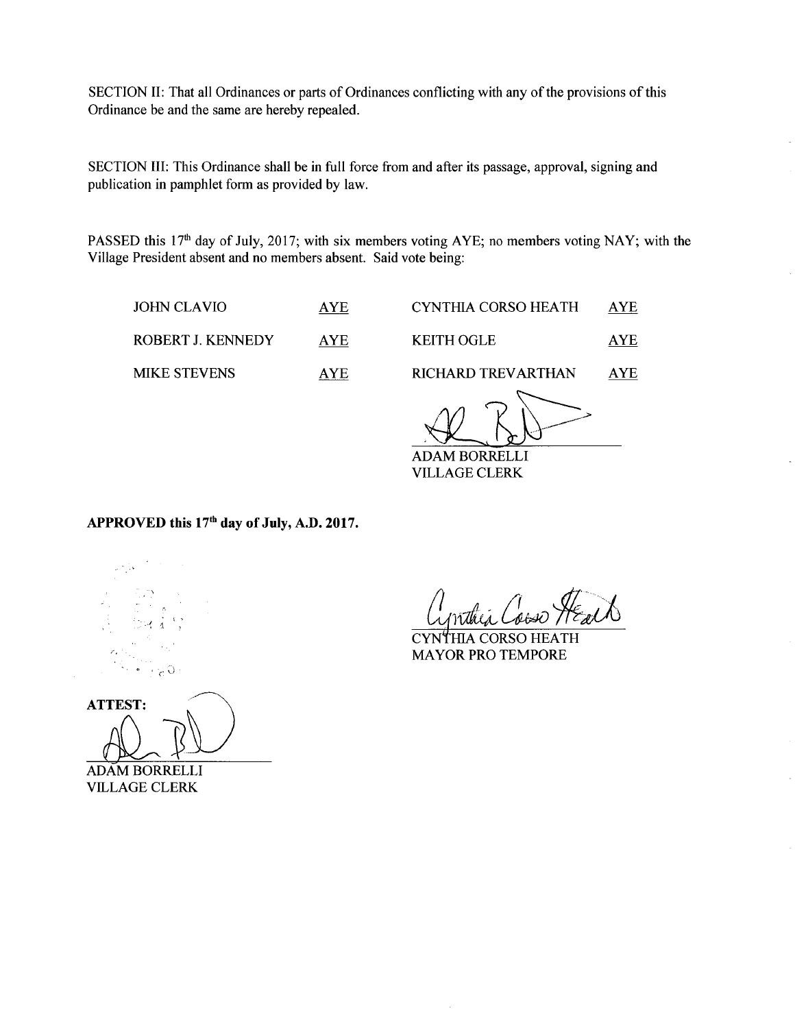SECTION II: That all Ordinances or parts of Ordinances conflicting with any of the provisions of this Ordinance be and the same are hereby repealed.

SECTION III: This Ordinance shall be in full force from and after its passage, approval, signing and publication in pamphlet form as provided by law.

PASSED this 17th day of July, 2017; with six members voting AYE; no members voting NAY; with the Village President absent and no members absent. Said vote being:

| | | | |
|---|---|---|---|
| JOHN CLAVIO | AYE | CYNTHIA CORSO HEATH | AYE |
| ROBERT J. KENNEDY | AYE | KEITH OGLE | AYE |
| MIKE STEVENS | AYE | RICHARD TREVARTHAN | AYE |

ADAM BORRELLI
VILLAGE CLERK

**APPROVED this 17th day of July, A.D. 2017.**

CYNTHIA CORSO HEATH
MAYOR PRO TEMPORE

**ATTEST:**

ADAM BORRELLI
VILLAGE CLERK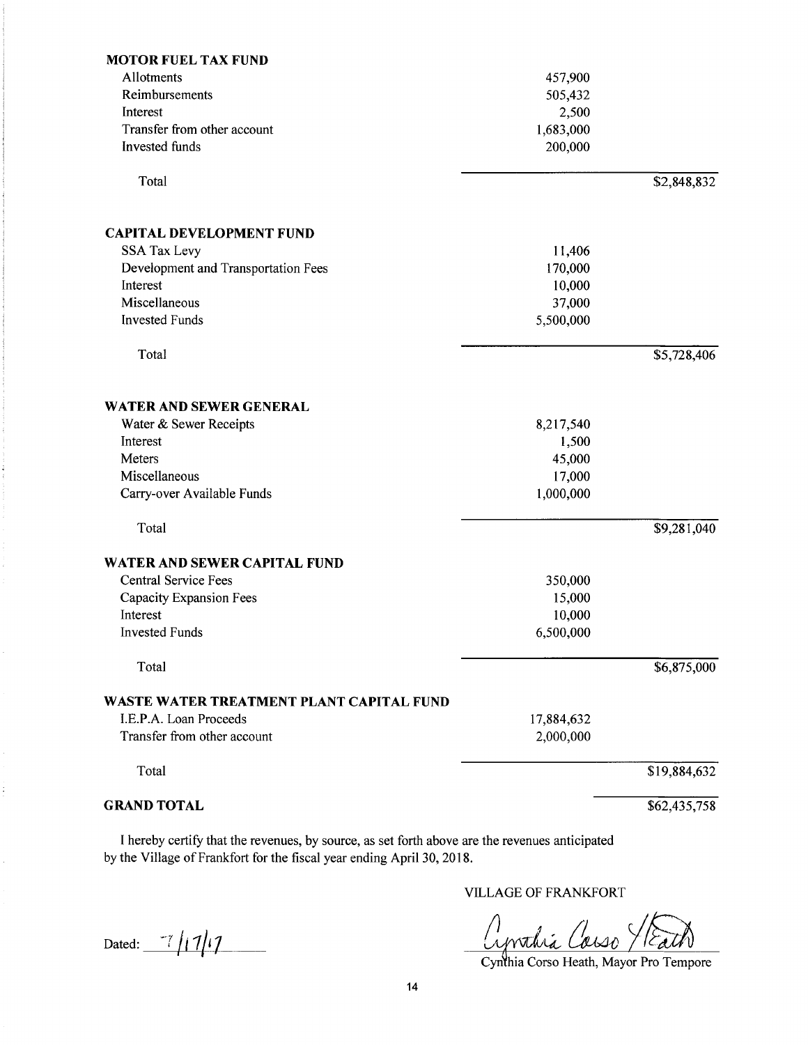| | | |
|---|---|---|
| **MOTOR FUEL TAX FUND** | | |
| Allotments | 457,900 | |
| Reimbursements | 505,432 | |
| Interest | 2,500 | |
| Transfer from other account | 1,683,000 | |
| Invested funds | 200,000 | |
| Total | | $2,848,832 |
| **CAPITAL DEVELOPMENT FUND** | | |
| SSA Tax Levy | 11,406 | |
| Development and Transportation Fees | 170,000 | |
| Interest | 10,000 | |
| Miscellaneous | 37,000 | |
| Invested Funds | 5,500,000 | |
| Total | | $5,728,406 |
| **WATER AND SEWER GENERAL** | | |
| Water & Sewer Receipts | 8,217,540 | |
| Interest | 1,500 | |
| Meters | 45,000 | |
| Miscellaneous | 17,000 | |
| Carry-over Available Funds | 1,000,000 | |
| Total | | $9,281,040 |
| **WATER AND SEWER CAPITAL FUND** | | |
| Central Service Fees | 350,000 | |
| Capacity Expansion Fees | 15,000 | |
| Interest | 10,000 | |
| Invested Funds | 6,500,000 | |
| Total | | $6,875,000 |
| **WASTE WATER TREATMENT PLANT CAPITAL FUND** | | |
| I.E.P.A. Loan Proceeds | 17,884,632 | |
| Transfer from other account | 2,000,000 | |
| Total | | $19,884,632 |
| **GRAND TOTAL** | | $62,435,758 |

I hereby certify that the revenues, by source, as set forth above are the revenues anticipated by the Village of Frankfort for the fiscal year ending April 30, 2018.

VILLAGE OF FRANKFORT

Dated: 7/17/17

Cynthia Corso Heath, Mayor Pro Tempore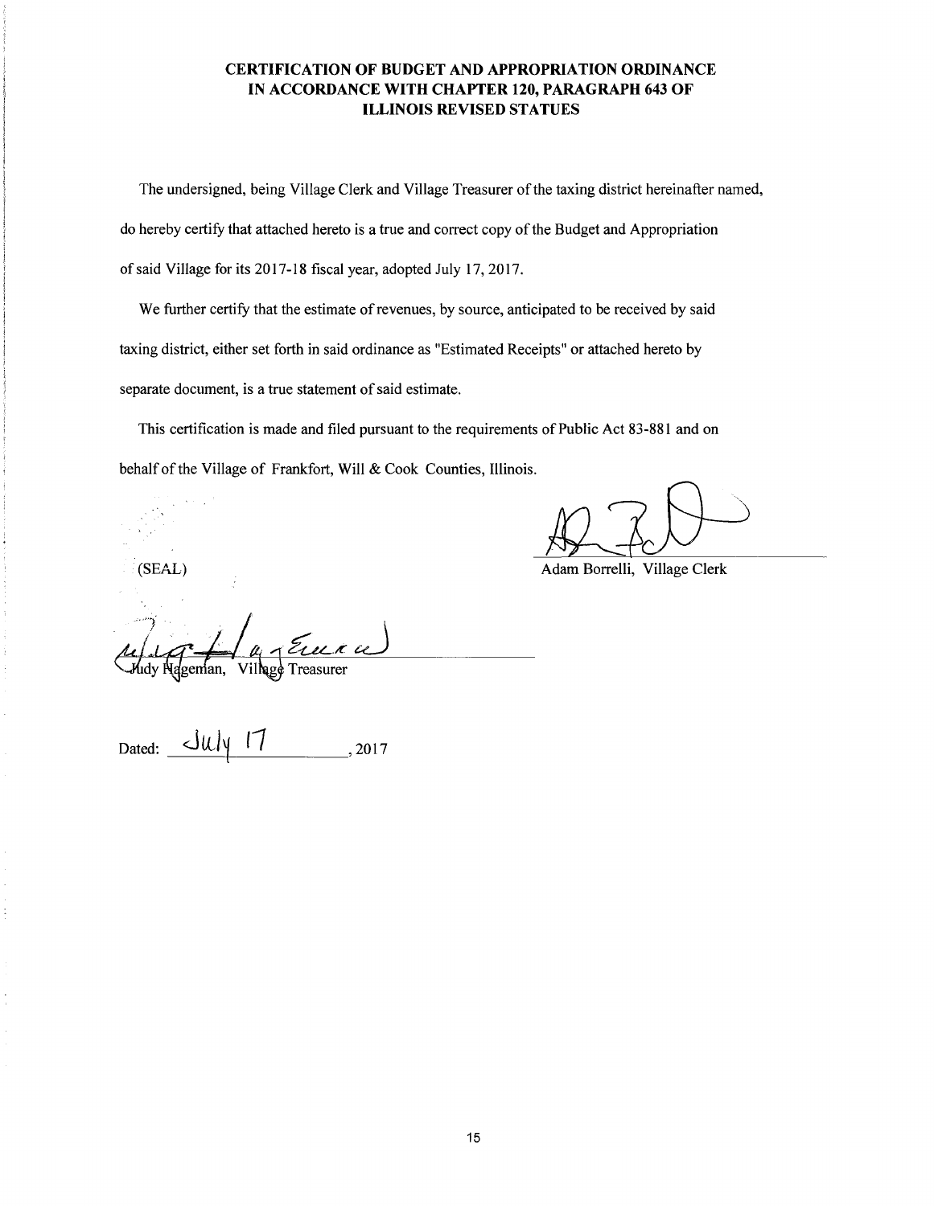# CERTIFICATION OF BUDGET AND APPROPRIATION ORDINANCE IN ACCORDANCE WITH CHAPTER 120, PARAGRAPH 643 OF ILLINOIS REVISED STATUES

The undersigned, being Village Clerk and Village Treasurer of the taxing district hereinafter named, do hereby certify that attached hereto is a true and correct copy of the Budget and Appropriation of said Village for its 2017-18 fiscal year, adopted July 17, 2017.

We further certify that the estimate of revenues, by source, anticipated to be received by said taxing district, either set forth in said ordinance as "Estimated Receipts" or attached hereto by separate document, is a true statement of said estimate.

This certification is made and filed pursuant to the requirements of Public Act 83-881 and on behalf of the Village of Frankfort, Will & Cook Counties, Illinois.

(SEAL)

Adam Borrelli, Village Clerk

Judy Hageman, Village Treasurer

Dated: July 17, 2017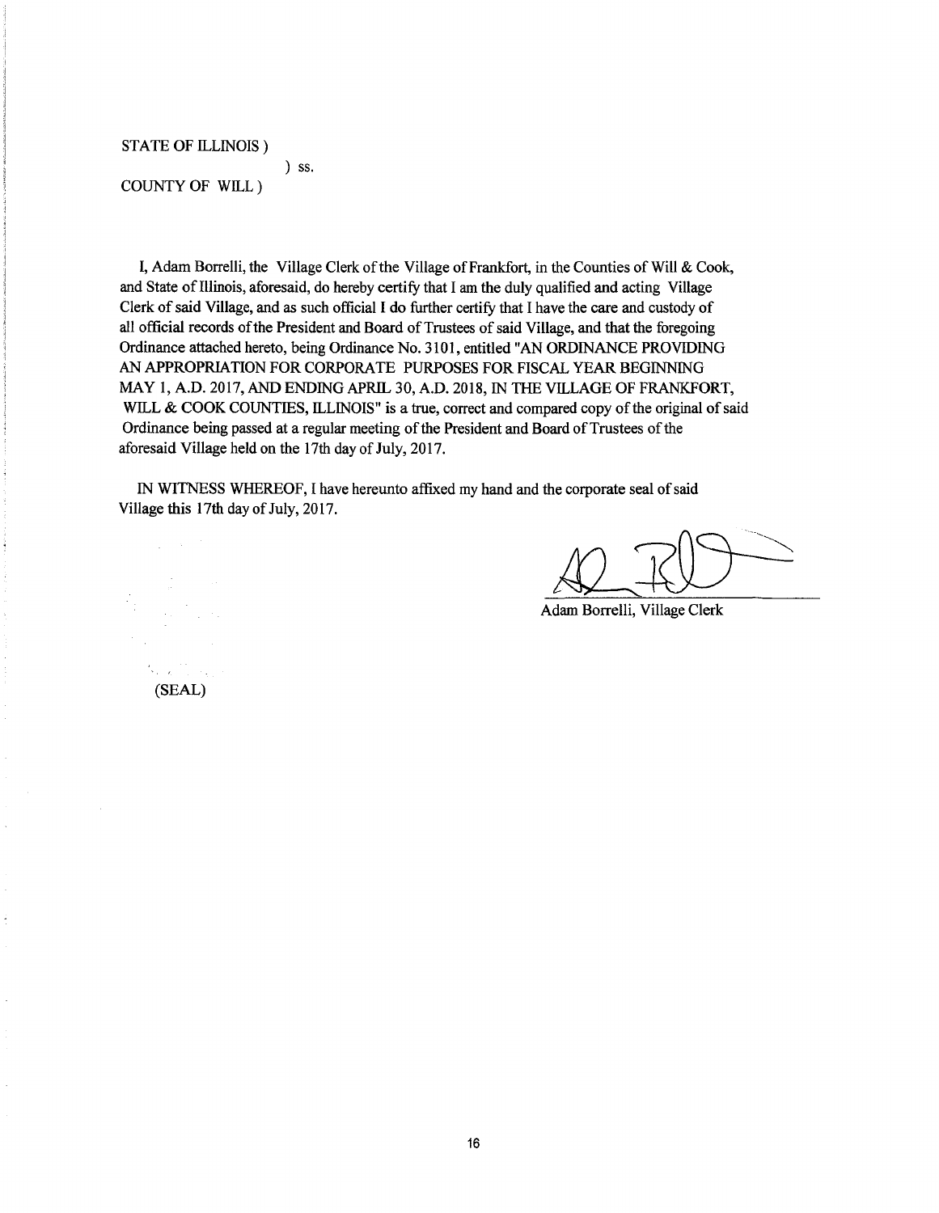STATE OF ILLINOIS )

) ss.

COUNTY OF WILL )

I, Adam Borrelli, the Village Clerk of the Village of Frankfort, in the Counties of Will & Cook, and State of Illinois, aforesaid, do hereby certify that I am the duly qualified and acting Village Clerk of said Village, and as such official I do further certify that I have the care and custody of all official records of the President and Board of Trustees of said Village, and that the foregoing Ordinance attached hereto, being Ordinance No. 3101, entitled "AN ORDINANCE PROVIDING AN APPROPRIATION FOR CORPORATE PURPOSES FOR FISCAL YEAR BEGINNING MAY 1, A.D. 2017, AND ENDING APRIL 30, A.D. 2018, IN THE VILLAGE OF FRANKFORT, WILL & COOK COUNTIES, ILLINOIS" is a true, correct and compared copy of the original of said Ordinance being passed at a regular meeting of the President and Board of Trustees of the aforesaid Village held on the 17th day of July, 2017.

IN WITNESS WHEREOF, I have hereunto affixed my hand and the corporate seal of said Village this 17th day of July, 2017.

Adam Borrelli, Village Clerk

(SEAL)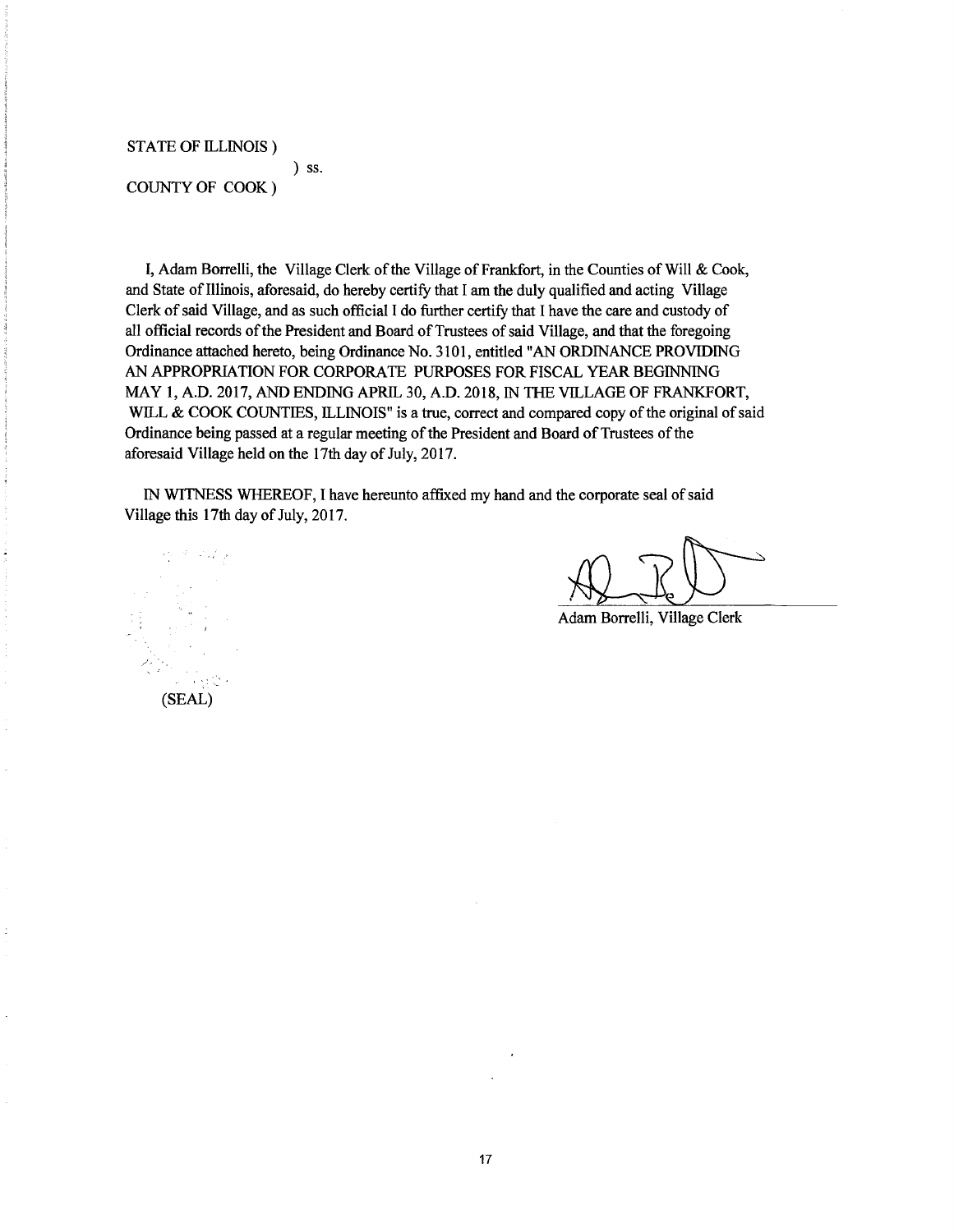STATE OF ILLINOIS )

) ss.

COUNTY OF COOK )

I, Adam Borrelli, the Village Clerk of the Village of Frankfort, in the Counties of Will & Cook, and State of Illinois, aforesaid, do hereby certify that I am the duly qualified and acting Village Clerk of said Village, and as such official I do further certify that I have the care and custody of all official records of the President and Board of Trustees of said Village, and that the foregoing Ordinance attached hereto, being Ordinance No. 3101, entitled "AN ORDINANCE PROVIDING AN APPROPRIATION FOR CORPORATE PURPOSES FOR FISCAL YEAR BEGINNING MAY 1, A.D. 2017, AND ENDING APRIL 30, A.D. 2018, IN THE VILLAGE OF FRANKFORT, WILL & COOK COUNTIES, ILLINOIS" is a true, correct and compared copy of the original of said Ordinance being passed at a regular meeting of the President and Board of Trustees of the aforesaid Village held on the 17th day of July, 2017.

IN WITNESS WHEREOF, I have hereunto affixed my hand and the corporate seal of said Village this 17th day of July, 2017.

Adam Borrelli, Village Clerk

(SEAL)